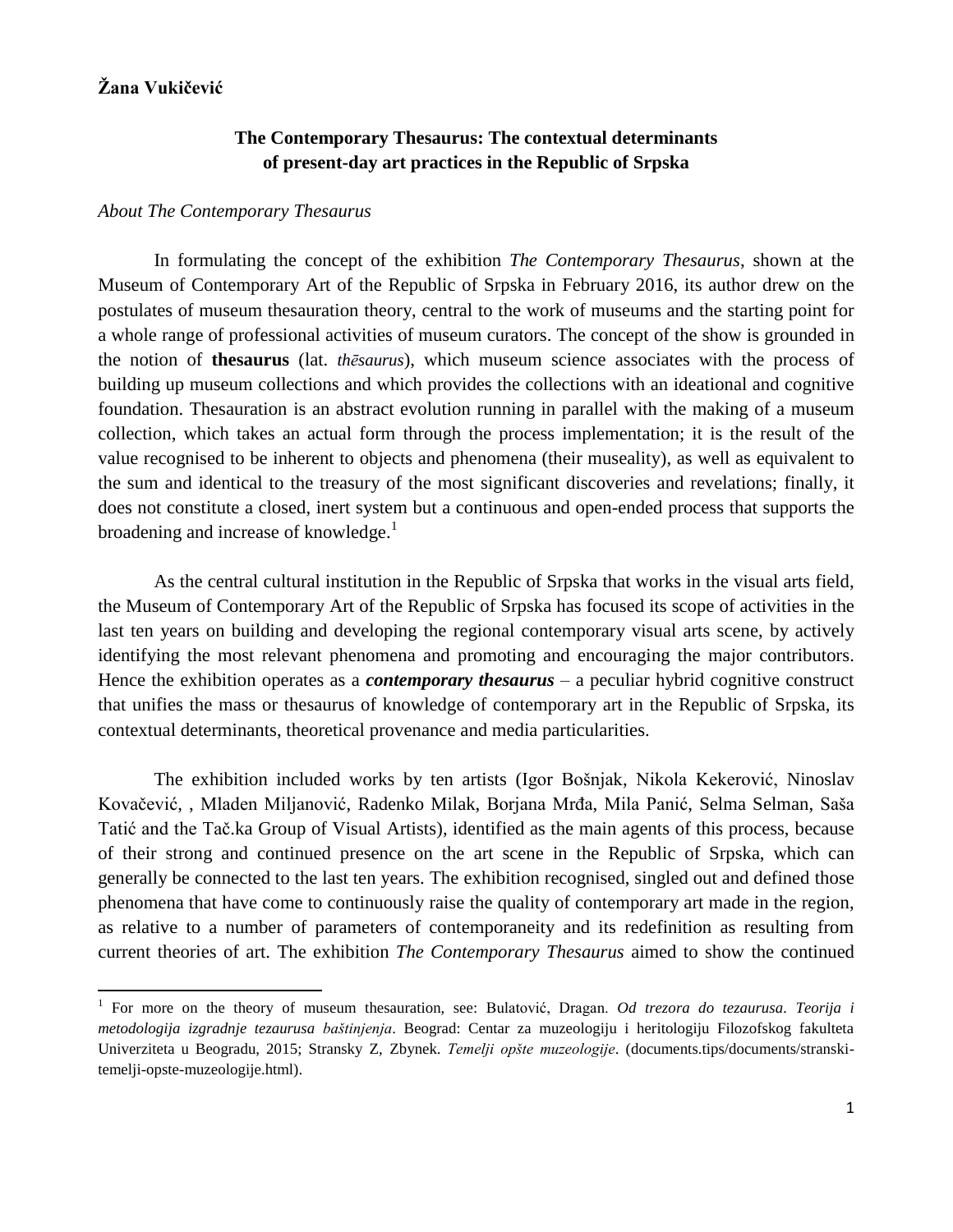**Žana Vukičević**

# The Contemporary Thesaurus: The contextual determinants of present-day art practices in the Republic of Srpska

*About The Contemporary Thesaurus*

In formulating the concept of the exhibition *The Contemporary Thesaurus*, shown at the Museum of Contemporary Art of the Republic of Srpska in February 2016, its author drew on the postulates of museum thesauration theory, central to the work of museums and the starting point for a whole range of professional activities of museum curators. The concept of the show is grounded in the notion of **thesaurus** (lat. *thēsaurus*), which museum science associates with the process of building up museum collections and which provides the collections with an ideational and cognitive foundation. Thesauration is an abstract evolution running in parallel with the making of a museum collection, which takes an actual form through the process implementation; it is the result of the value recognised to be inherent to objects and phenomena (their museality), as well as equivalent to the sum and identical to the treasury of the most significant discoveries and revelations; finally, it does not constitute a closed, inert system but a continuous and open-ended process that supports the broadening and increase of knowledge.[1]

As the central cultural institution in the Republic of Srpska that works in the visual arts field, the Museum of Contemporary Art of the Republic of Srpska has focused its scope of activities in the last ten years on building and developing the regional contemporary visual arts scene, by actively identifying the most relevant phenomena and promoting and encouraging the major contributors. Hence the exhibition operates as a ***contemporary thesaurus*** – a peculiar hybrid cognitive construct that unifies the mass or thesaurus of knowledge of contemporary art in the Republic of Srpska, its contextual determinants, theoretical provenance and media particularities.

The exhibition included works by ten artists (Igor Bošnjak, Nikola Kekerović, Ninoslav Kovačević, , Mladen Miljanović, Radenko Milak, Borjana Mrđa, Mila Panić, Selma Selman, Saša Tatić and the Tač.ka Group of Visual Artists), identified as the main agents of this process, because of their strong and continued presence on the art scene in the Republic of Srpska, which can generally be connected to the last ten years. The exhibition recognised, singled out and defined those phenomena that have come to continuously raise the quality of contemporary art made in the region, as relative to a number of parameters of contemporaneity and its redefinition as resulting from current theories of art. The exhibition *The Contemporary Thesaurus* aimed to show the continued

---

[1] For more on the theory of museum thesauration, see: Bulatović, Dragan. *Od trezora do tezaurusa. Teorija i metodologija izgradnje tezaurusa baštinjenja*. Beograd: Centar za muzeologiju i heritologiju Filozofskog fakulteta Univerziteta u Beogradu, 2015; Stransky Z, Zbynek. *Temelji opšte muzeologije*. (documents.tips/documents/stranski-temelji-opste-muzeologije.html).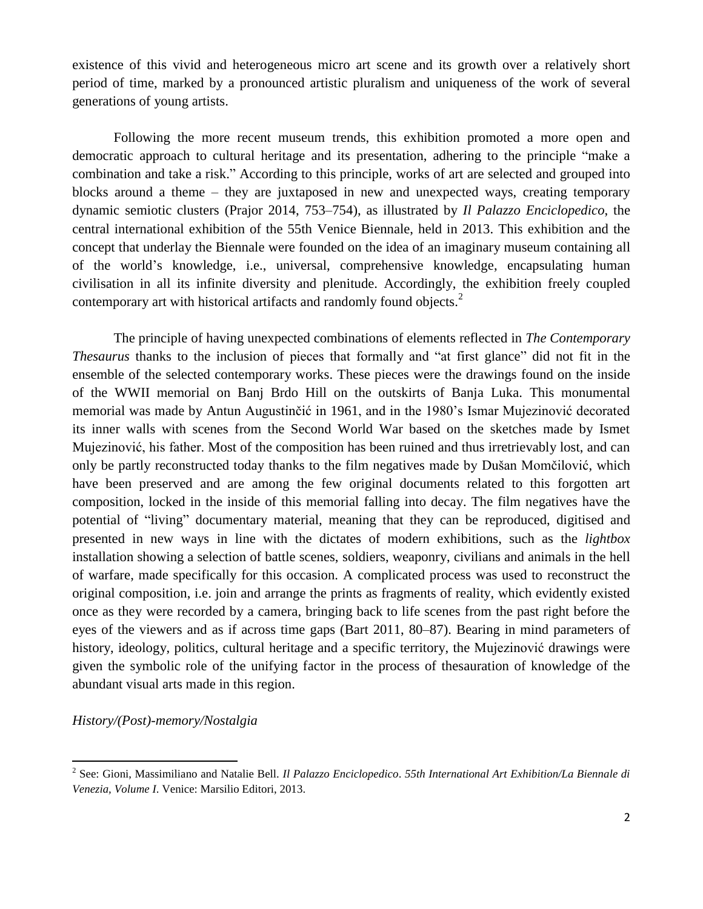existence of this vivid and heterogeneous micro art scene and its growth over a relatively short period of time, marked by a pronounced artistic pluralism and uniqueness of the work of several generations of young artists.

Following the more recent museum trends, this exhibition promoted a more open and democratic approach to cultural heritage and its presentation, adhering to the principle "make a combination and take a risk." According to this principle, works of art are selected and grouped into blocks around a theme – they are juxtaposed in new and unexpected ways, creating temporary dynamic semiotic clusters (Prajor 2014, 753–754), as illustrated by *Il Palazzo Enciclopedico*, the central international exhibition of the 55th Venice Biennale, held in 2013. This exhibition and the concept that underlay the Biennale were founded on the idea of an imaginary museum containing all of the world's knowledge, i.e., universal, comprehensive knowledge, encapsulating human civilisation in all its infinite diversity and plenitude. Accordingly, the exhibition freely coupled contemporary art with historical artifacts and randomly found objects.[2]

The principle of having unexpected combinations of elements reflected in *The Contemporary Thesaurus* thanks to the inclusion of pieces that formally and "at first glance" did not fit in the ensemble of the selected contemporary works. These pieces were the drawings found on the inside of the WWII memorial on Banj Brdo Hill on the outskirts of Banja Luka. This monumental memorial was made by Antun Augustinčić in 1961, and in the 1980's Ismar Mujezinović decorated its inner walls with scenes from the Second World War based on the sketches made by Ismet Mujezinović, his father. Most of the composition has been ruined and thus irretrievably lost, and can only be partly reconstructed today thanks to the film negatives made by Dušan Momčilović, which have been preserved and are among the few original documents related to this forgotten art composition, locked in the inside of this memorial falling into decay. The film negatives have the potential of "living" documentary material, meaning that they can be reproduced, digitised and presented in new ways in line with the dictates of modern exhibitions, such as the *lightbox* installation showing a selection of battle scenes, soldiers, weaponry, civilians and animals in the hell of warfare, made specifically for this occasion. A complicated process was used to reconstruct the original composition, i.e. join and arrange the prints as fragments of reality, which evidently existed once as they were recorded by a camera, bringing back to life scenes from the past right before the eyes of the viewers and as if across time gaps (Bart 2011, 80–87). Bearing in mind parameters of history, ideology, politics, cultural heritage and a specific territory, the Mujezinović drawings were given the symbolic role of the unifying factor in the process of thesauration of knowledge of the abundant visual arts made in this region.

*History/(Post)-memory/Nostalgia*

---

[2] See: Gioni, Massimiliano and Natalie Bell. *Il Palazzo Enciclopedico*. *55th International Art Exhibition/La Biennale di Venezia, Volume I*. Venice: Marsilio Editori, 2013.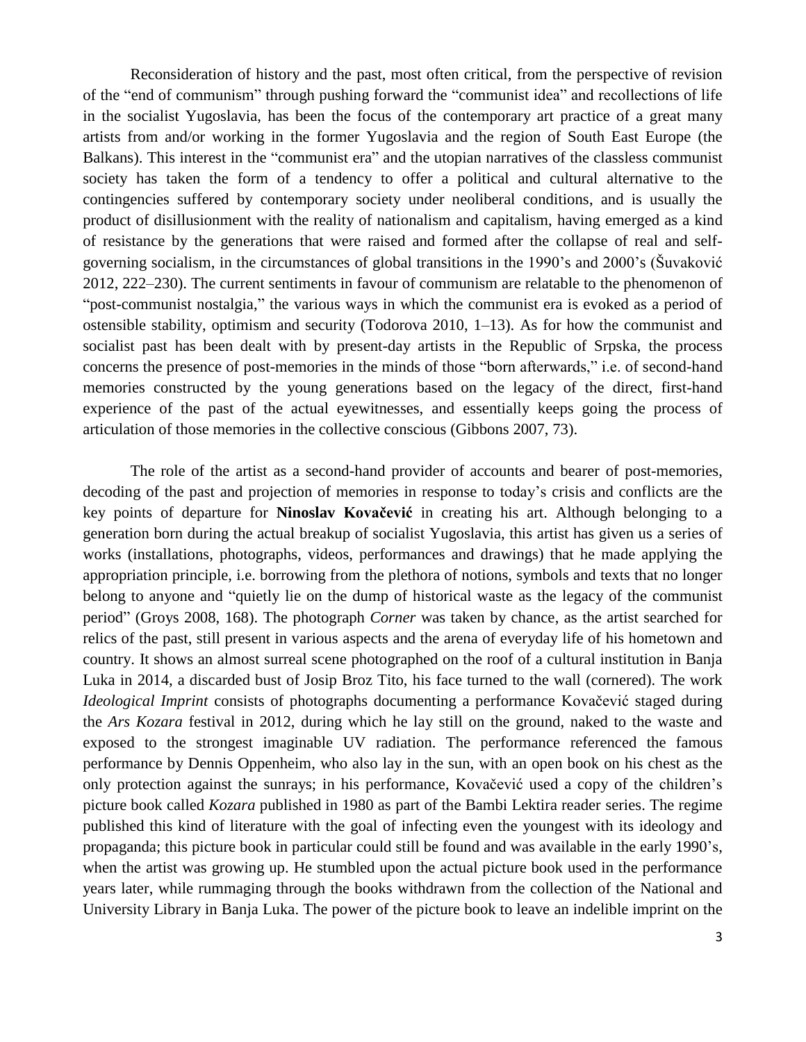Reconsideration of history and the past, most often critical, from the perspective of revision of the "end of communism" through pushing forward the "communist idea" and recollections of life in the socialist Yugoslavia, has been the focus of the contemporary art practice of a great many artists from and/or working in the former Yugoslavia and the region of South East Europe (the Balkans). This interest in the "communist era" and the utopian narratives of the classless communist society has taken the form of a tendency to offer a political and cultural alternative to the contingencies suffered by contemporary society under neoliberal conditions, and is usually the product of disillusionment with the reality of nationalism and capitalism, having emerged as a kind of resistance by the generations that were raised and formed after the collapse of real and self-governing socialism, in the circumstances of global transitions in the 1990's and 2000's (Šuvaković 2012, 222–230). The current sentiments in favour of communism are relatable to the phenomenon of "post-communist nostalgia," the various ways in which the communist era is evoked as a period of ostensible stability, optimism and security (Todorova 2010, 1–13). As for how the communist and socialist past has been dealt with by present-day artists in the Republic of Srpska, the process concerns the presence of post-memories in the minds of those "born afterwards," i.e. of second-hand memories constructed by the young generations based on the legacy of the direct, first-hand experience of the past of the actual eyewitnesses, and essentially keeps going the process of articulation of those memories in the collective conscious (Gibbons 2007, 73).

The role of the artist as a second-hand provider of accounts and bearer of post-memories, decoding of the past and projection of memories in response to today's crisis and conflicts are the key points of departure for **Ninoslav Kovačević** in creating his art. Although belonging to a generation born during the actual breakup of socialist Yugoslavia, this artist has given us a series of works (installations, photographs, videos, performances and drawings) that he made applying the appropriation principle, i.e. borrowing from the plethora of notions, symbols and texts that no longer belong to anyone and "quietly lie on the dump of historical waste as the legacy of the communist period" (Groys 2008, 168). The photograph *Corner* was taken by chance, as the artist searched for relics of the past, still present in various aspects and the arena of everyday life of his hometown and country. It shows an almost surreal scene photographed on the roof of a cultural institution in Banja Luka in 2014, a discarded bust of Josip Broz Tito, his face turned to the wall (cornered). The work *Ideological Imprint* consists of photographs documenting a performance Kovačević staged during the *Ars Kozara* festival in 2012, during which he lay still on the ground, naked to the waste and exposed to the strongest imaginable UV radiation. The performance referenced the famous performance by Dennis Oppenheim, who also lay in the sun, with an open book on his chest as the only protection against the sunrays; in his performance, Kovačević used a copy of the children's picture book called *Kozara* published in 1980 as part of the Bambi Lektira reader series. The regime published this kind of literature with the goal of infecting even the youngest with its ideology and propaganda; this picture book in particular could still be found and was available in the early 1990's, when the artist was growing up. He stumbled upon the actual picture book used in the performance years later, while rummaging through the books withdrawn from the collection of the National and University Library in Banja Luka. The power of the picture book to leave an indelible imprint on the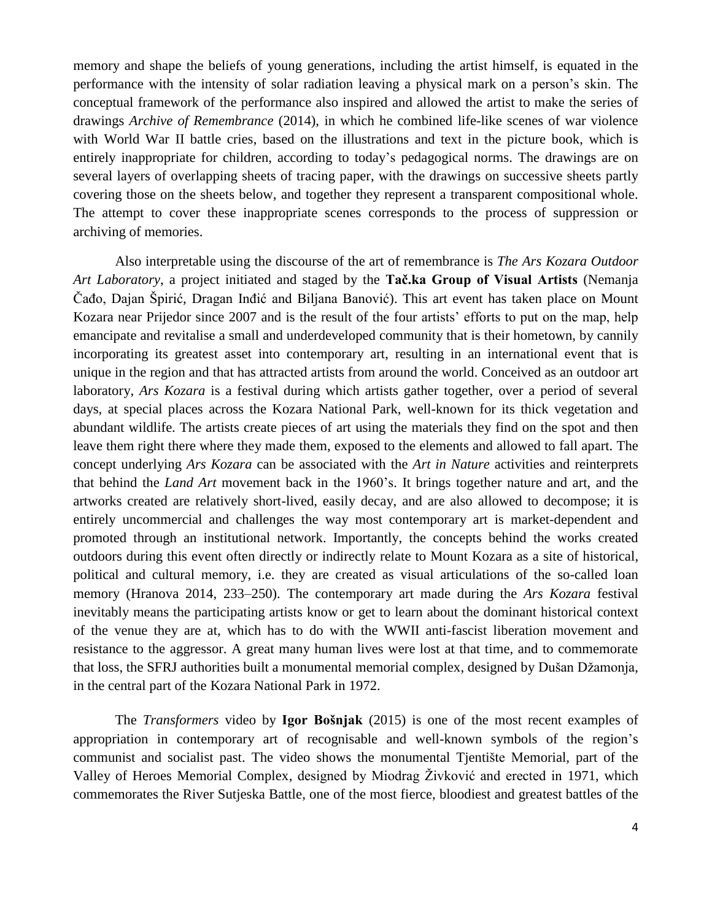memory and shape the beliefs of young generations, including the artist himself, is equated in the performance with the intensity of solar radiation leaving a physical mark on a person's skin. The conceptual framework of the performance also inspired and allowed the artist to make the series of drawings *Archive of Remembrance* (2014), in which he combined life-like scenes of war violence with World War II battle cries, based on the illustrations and text in the picture book, which is entirely inappropriate for children, according to today's pedagogical norms. The drawings are on several layers of overlapping sheets of tracing paper, with the drawings on successive sheets partly covering those on the sheets below, and together they represent a transparent compositional whole. The attempt to cover these inappropriate scenes corresponds to the process of suppression or archiving of memories.

Also interpretable using the discourse of the art of remembrance is *The Ars Kozara Outdoor Art Laboratory*, a project initiated and staged by the **Tač.ka Group of Visual Artists** (Nemanja Čađo, Dajan Špirić, Dragan Inđić and Biljana Banović). This art event has taken place on Mount Kozara near Prijedor since 2007 and is the result of the four artists' efforts to put on the map, help emancipate and revitalise a small and underdeveloped community that is their hometown, by cannily incorporating its greatest asset into contemporary art, resulting in an international event that is unique in the region and that has attracted artists from around the world. Conceived as an outdoor art laboratory, *Ars Kozara* is a festival during which artists gather together, over a period of several days, at special places across the Kozara National Park, well-known for its thick vegetation and abundant wildlife. The artists create pieces of art using the materials they find on the spot and then leave them right there where they made them, exposed to the elements and allowed to fall apart. The concept underlying *Ars Kozara* can be associated with the *Art in Nature* activities and reinterprets that behind the *Land Art* movement back in the 1960's. It brings together nature and art, and the artworks created are relatively short-lived, easily decay, and are also allowed to decompose; it is entirely uncommercial and challenges the way most contemporary art is market-dependent and promoted through an institutional network. Importantly, the concepts behind the works created outdoors during this event often directly or indirectly relate to Mount Kozara as a site of historical, political and cultural memory, i.e. they are created as visual articulations of the so-called loan memory (Hranova 2014, 233–250). The contemporary art made during the *Ars Kozara* festival inevitably means the participating artists know or get to learn about the dominant historical context of the venue they are at, which has to do with the WWII anti-fascist liberation movement and resistance to the aggressor. A great many human lives were lost at that time, and to commemorate that loss, the SFRJ authorities built a monumental memorial complex, designed by Dušan Džamonja, in the central part of the Kozara National Park in 1972.

The *Transformers* video by **Igor Bošnjak** (2015) is one of the most recent examples of appropriation in contemporary art of recognisable and well-known symbols of the region's communist and socialist past. The video shows the monumental Tjentište Memorial, part of the Valley of Heroes Memorial Complex, designed by Miodrag Živković and erected in 1971, which commemorates the River Sutjeska Battle, one of the most fierce, bloodiest and greatest battles of the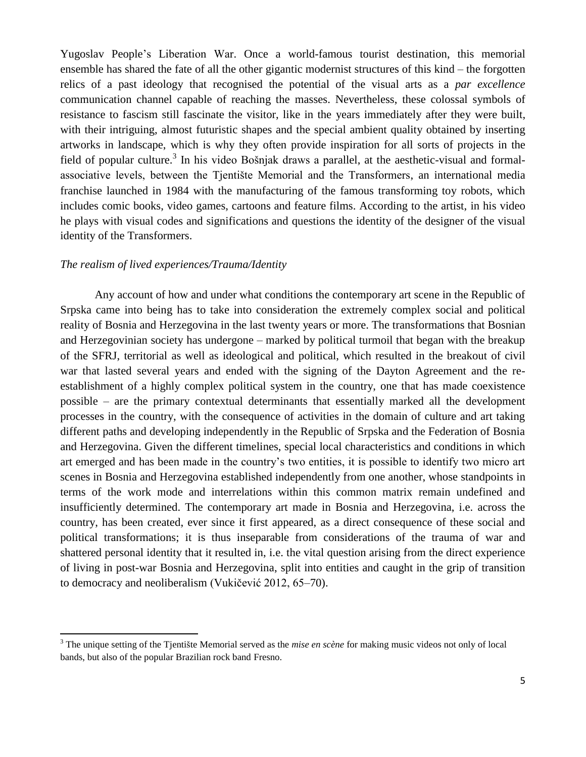Yugoslav People's Liberation War. Once a world-famous tourist destination, this memorial ensemble has shared the fate of all the other gigantic modernist structures of this kind – the forgotten relics of a past ideology that recognised the potential of the visual arts as a *par excellence* communication channel capable of reaching the masses. Nevertheless, these colossal symbols of resistance to fascism still fascinate the visitor, like in the years immediately after they were built, with their intriguing, almost futuristic shapes and the special ambient quality obtained by inserting artworks in landscape, which is why they often provide inspiration for all sorts of projects in the field of popular culture.[3] In his video Bošnjak draws a parallel, at the aesthetic-visual and formal-associative levels, between the Tjentište Memorial and the Transformers, an international media franchise launched in 1984 with the manufacturing of the famous transforming toy robots, which includes comic books, video games, cartoons and feature films. According to the artist, in his video he plays with visual codes and significations and questions the identity of the designer of the visual identity of the Transformers.

*The realism of lived experiences/Trauma/Identity*

Any account of how and under what conditions the contemporary art scene in the Republic of Srpska came into being has to take into consideration the extremely complex social and political reality of Bosnia and Herzegovina in the last twenty years or more. The transformations that Bosnian and Herzegovinian society has undergone – marked by political turmoil that began with the breakup of the SFRJ, territorial as well as ideological and political, which resulted in the breakout of civil war that lasted several years and ended with the signing of the Dayton Agreement and the re-establishment of a highly complex political system in the country, one that has made coexistence possible – are the primary contextual determinants that essentially marked all the development processes in the country, with the consequence of activities in the domain of culture and art taking different paths and developing independently in the Republic of Srpska and the Federation of Bosnia and Herzegovina. Given the different timelines, special local characteristics and conditions in which art emerged and has been made in the country's two entities, it is possible to identify two micro art scenes in Bosnia and Herzegovina established independently from one another, whose standpoints in terms of the work mode and interrelations within this common matrix remain undefined and insufficiently determined. The contemporary art made in Bosnia and Herzegovina, i.e. across the country, has been created, ever since it first appeared, as a direct consequence of these social and political transformations; it is thus inseparable from considerations of the trauma of war and shattered personal identity that it resulted in, i.e. the vital question arising from the direct experience of living in post-war Bosnia and Herzegovina, split into entities and caught in the grip of transition to democracy and neoliberalism (Vukičević 2012, 65–70).

---

[3] The unique setting of the Tjentište Memorial served as the *mise en scène* for making music videos not only of local bands, but also of the popular Brazilian rock band Fresno.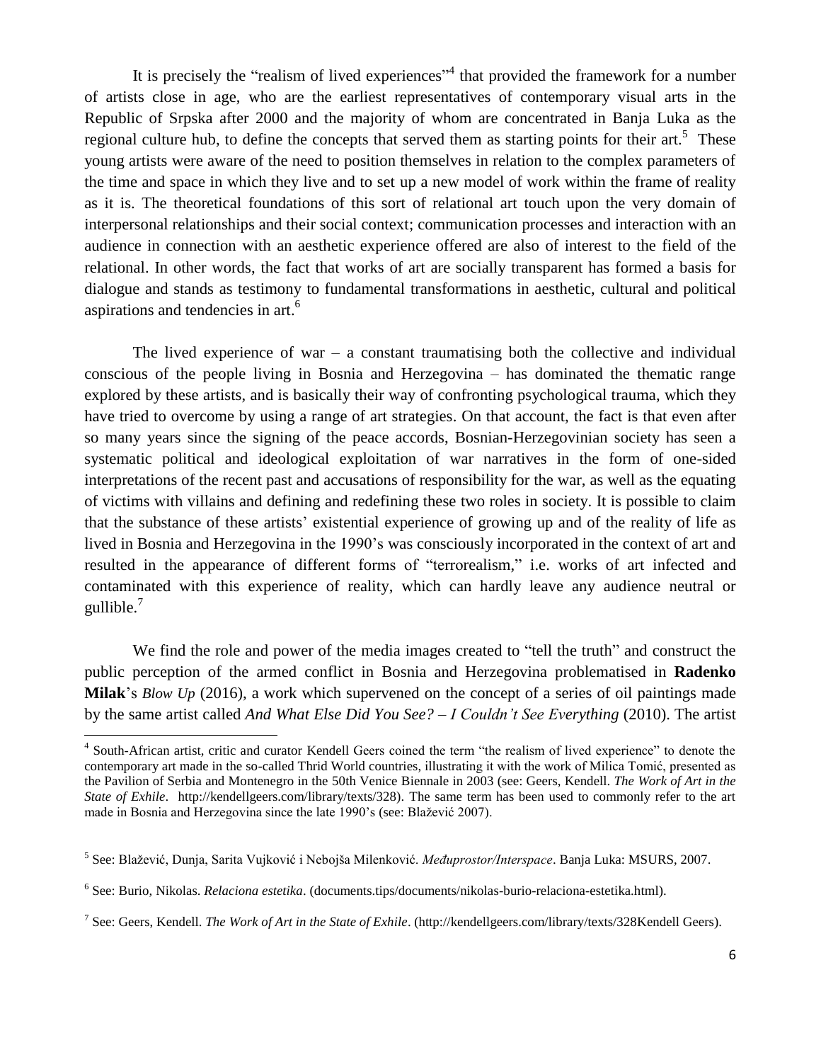It is precisely the "realism of lived experiences"[4] that provided the framework for a number of artists close in age, who are the earliest representatives of contemporary visual arts in the Republic of Srpska after 2000 and the majority of whom are concentrated in Banja Luka as the regional culture hub, to define the concepts that served them as starting points for their art.[5] These young artists were aware of the need to position themselves in relation to the complex parameters of the time and space in which they live and to set up a new model of work within the frame of reality as it is. The theoretical foundations of this sort of relational art touch upon the very domain of interpersonal relationships and their social context; communication processes and interaction with an audience in connection with an aesthetic experience offered are also of interest to the field of the relational. In other words, the fact that works of art are socially transparent has formed a basis for dialogue and stands as testimony to fundamental transformations in aesthetic, cultural and political aspirations and tendencies in art.[6]

The lived experience of war – a constant traumatising both the collective and individual conscious of the people living in Bosnia and Herzegovina – has dominated the thematic range explored by these artists, and is basically their way of confronting psychological trauma, which they have tried to overcome by using a range of art strategies. On that account, the fact is that even after so many years since the signing of the peace accords, Bosnian-Herzegovinian society has seen a systematic political and ideological exploitation of war narratives in the form of one-sided interpretations of the recent past and accusations of responsibility for the war, as well as the equating of victims with villains and defining and redefining these two roles in society. It is possible to claim that the substance of these artists' existential experience of growing up and of the reality of life as lived in Bosnia and Herzegovina in the 1990's was consciously incorporated in the context of art and resulted in the appearance of different forms of "terrorealism," i.e. works of art infected and contaminated with this experience of reality, which can hardly leave any audience neutral or gullible.[7]

We find the role and power of the media images created to "tell the truth" and construct the public perception of the armed conflict in Bosnia and Herzegovina problematised in **Radenko Milak**'s *Blow Up* (2016), a work which supervened on the concept of a series of oil paintings made by the same artist called *And What Else Did You See? – I Couldn't See Everything* (2010). The artist

---

[4] South-African artist, critic and curator Kendell Geers coined the term "the realism of lived experience" to denote the contemporary art made in the so-called Thrid World countries, illustrating it with the work of Milica Tomić, presented as the Pavilion of Serbia and Montenegro in the 50th Venice Biennale in 2003 (see: Geers, Kendell. *The Work of Art in the State of Exhile*. http://kendellgeers.com/library/texts/328). The same term has been used to commonly refer to the art made in Bosnia and Herzegovina since the late 1990's (see: Blažević 2007).

[5] See: Blažević, Dunja, Sarita Vujković i Nebojša Milenković. *Međuprostor/Interspace*. Banja Luka: MSURS, 2007.

[6] See: Burio, Nikolas. *Relaciona estetika*. (documents.tips/documents/nikolas-burio-relaciona-estetika.html).

[7] See: Geers, Kendell. *The Work of Art in the State of Exhile*. (http://kendellgeers.com/library/texts/328Kendell Geers).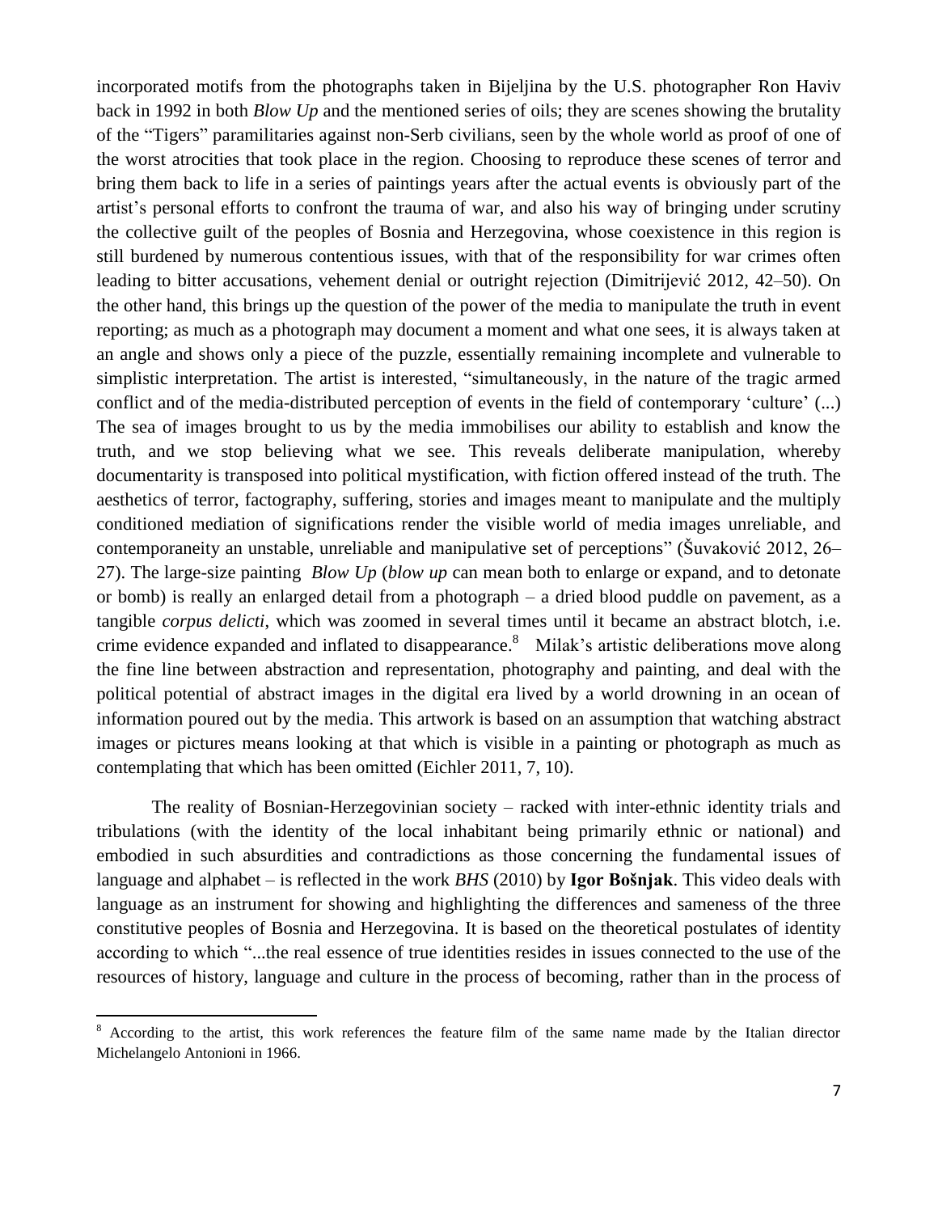incorporated motifs from the photographs taken in Bijeljina by the U.S. photographer Ron Haviv back in 1992 in both *Blow Up* and the mentioned series of oils; they are scenes showing the brutality of the "Tigers" paramilitaries against non-Serb civilians, seen by the whole world as proof of one of the worst atrocities that took place in the region. Choosing to reproduce these scenes of terror and bring them back to life in a series of paintings years after the actual events is obviously part of the artist's personal efforts to confront the trauma of war, and also his way of bringing under scrutiny the collective guilt of the peoples of Bosnia and Herzegovina, whose coexistence in this region is still burdened by numerous contentious issues, with that of the responsibility for war crimes often leading to bitter accusations, vehement denial or outright rejection (Dimitrijević 2012, 42–50). On the other hand, this brings up the question of the power of the media to manipulate the truth in event reporting; as much as a photograph may document a moment and what one sees, it is always taken at an angle and shows only a piece of the puzzle, essentially remaining incomplete and vulnerable to simplistic interpretation. The artist is interested, "simultaneously, in the nature of the tragic armed conflict and of the media-distributed perception of events in the field of contemporary 'culture' (...) The sea of images brought to us by the media immobilises our ability to establish and know the truth, and we stop believing what we see. This reveals deliberate manipulation, whereby documentarity is transposed into political mystification, with fiction offered instead of the truth. The aesthetics of terror, factography, suffering, stories and images meant to manipulate and the multiply conditioned mediation of significations render the visible world of media images unreliable, and contemporaneity an unstable, unreliable and manipulative set of perceptions" (Šuvaković 2012, 26–27). The large-size painting *Blow Up* (*blow up* can mean both to enlarge or expand, and to detonate or bomb) is really an enlarged detail from a photograph – a dried blood puddle on pavement, as a tangible *corpus delicti*, which was zoomed in several times until it became an abstract blotch, i.e. crime evidence expanded and inflated to disappearance.[8] Milak's artistic deliberations move along the fine line between abstraction and representation, photography and painting, and deal with the political potential of abstract images in the digital era lived by a world drowning in an ocean of information poured out by the media. This artwork is based on an assumption that watching abstract images or pictures means looking at that which is visible in a painting or photograph as much as contemplating that which has been omitted (Eichler 2011, 7, 10).

The reality of Bosnian-Herzegovinian society – racked with inter-ethnic identity trials and tribulations (with the identity of the local inhabitant being primarily ethnic or national) and embodied in such absurdities and contradictions as those concerning the fundamental issues of language and alphabet – is reflected in the work *BHS* (2010) by **Igor Bošnjak**. This video deals with language as an instrument for showing and highlighting the differences and sameness of the three constitutive peoples of Bosnia and Herzegovina. It is based on the theoretical postulates of identity according to which "...the real essence of true identities resides in issues connected to the use of the resources of history, language and culture in the process of becoming, rather than in the process of

---

[8] According to the artist, this work references the feature film of the same name made by the Italian director Michelangelo Antonioni in 1966.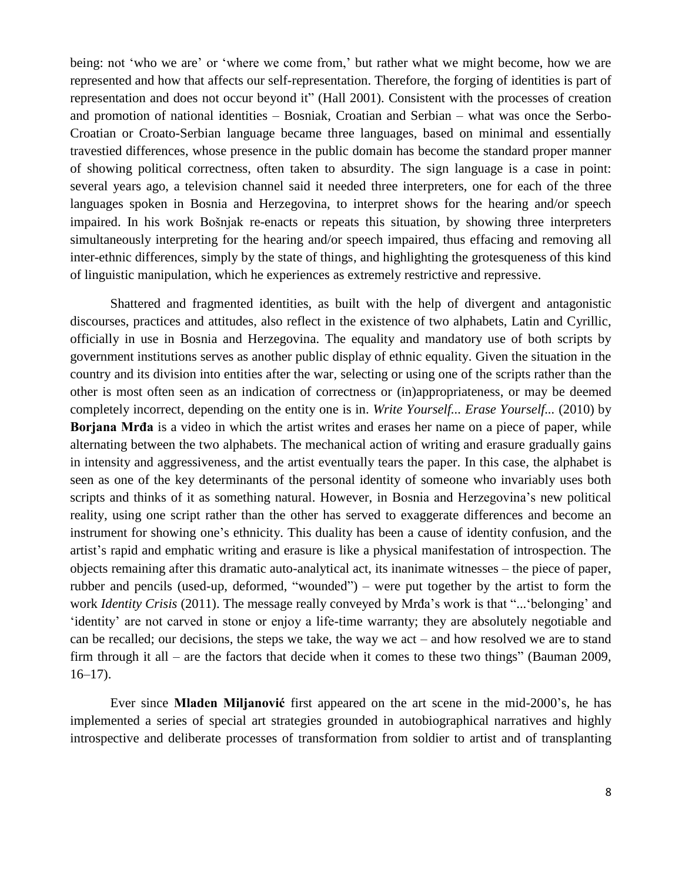being: not 'who we are' or 'where we come from,' but rather what we might become, how we are represented and how that affects our self-representation. Therefore, the forging of identities is part of representation and does not occur beyond it" (Hall 2001). Consistent with the processes of creation and promotion of national identities – Bosniak, Croatian and Serbian – what was once the Serbo-Croatian or Croato-Serbian language became three languages, based on minimal and essentially travestied differences, whose presence in the public domain has become the standard proper manner of showing political correctness, often taken to absurdity. The sign language is a case in point: several years ago, a television channel said it needed three interpreters, one for each of the three languages spoken in Bosnia and Herzegovina, to interpret shows for the hearing and/or speech impaired. In his work Bošnjak re-enacts or repeats this situation, by showing three interpreters simultaneously interpreting for the hearing and/or speech impaired, thus effacing and removing all inter-ethnic differences, simply by the state of things, and highlighting the grotesqueness of this kind of linguistic manipulation, which he experiences as extremely restrictive and repressive.

Shattered and fragmented identities, as built with the help of divergent and antagonistic discourses, practices and attitudes, also reflect in the existence of two alphabets, Latin and Cyrillic, officially in use in Bosnia and Herzegovina. The equality and mandatory use of both scripts by government institutions serves as another public display of ethnic equality. Given the situation in the country and its division into entities after the war, selecting or using one of the scripts rather than the other is most often seen as an indication of correctness or (in)appropriateness, or may be deemed completely incorrect, depending on the entity one is in. *Write Yourself... Erase Yourself...* (2010) by **Borjana Mrđa** is a video in which the artist writes and erases her name on a piece of paper, while alternating between the two alphabets. The mechanical action of writing and erasure gradually gains in intensity and aggressiveness, and the artist eventually tears the paper. In this case, the alphabet is seen as one of the key determinants of the personal identity of someone who invariably uses both scripts and thinks of it as something natural. However, in Bosnia and Herzegovina's new political reality, using one script rather than the other has served to exaggerate differences and become an instrument for showing one's ethnicity. This duality has been a cause of identity confusion, and the artist's rapid and emphatic writing and erasure is like a physical manifestation of introspection. The objects remaining after this dramatic auto-analytical act, its inanimate witnesses – the piece of paper, rubber and pencils (used-up, deformed, "wounded") – were put together by the artist to form the work *Identity Crisis* (2011). The message really conveyed by Mrđa's work is that "...'belonging' and 'identity' are not carved in stone or enjoy a life-time warranty; they are absolutely negotiable and can be recalled; our decisions, the steps we take, the way we act – and how resolved we are to stand firm through it all – are the factors that decide when it comes to these two things" (Bauman 2009, 16–17).

Ever since **Mladen Miljanović** first appeared on the art scene in the mid-2000's, he has implemented a series of special art strategies grounded in autobiographical narratives and highly introspective and deliberate processes of transformation from soldier to artist and of transplanting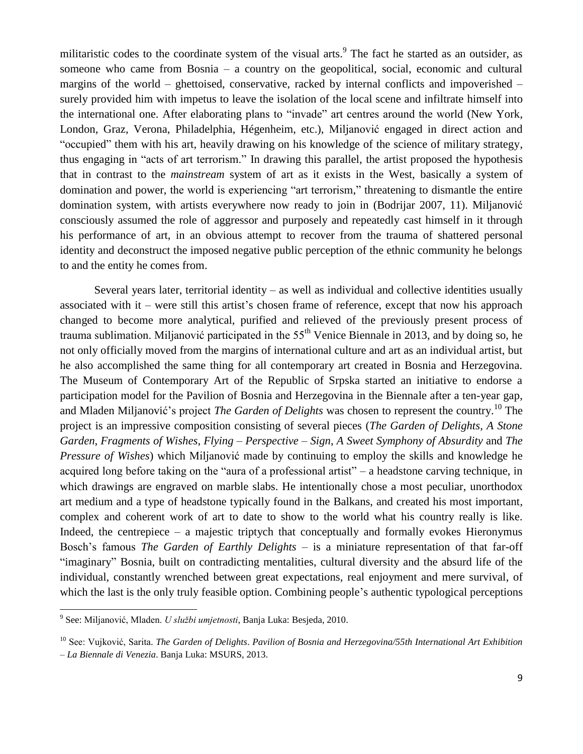militaristic codes to the coordinate system of the visual arts.[9] The fact he started as an outsider, as someone who came from Bosnia – a country on the geopolitical, social, economic and cultural margins of the world – ghettoised, conservative, racked by internal conflicts and impoverished – surely provided him with impetus to leave the isolation of the local scene and infiltrate himself into the international one. After elaborating plans to "invade" art centres around the world (New York, London, Graz, Verona, Philadelphia, Hégenheim, etc.), Miljanović engaged in direct action and "occupied" them with his art, heavily drawing on his knowledge of the science of military strategy, thus engaging in "acts of art terrorism." In drawing this parallel, the artist proposed the hypothesis that in contrast to the *mainstream* system of art as it exists in the West, basically a system of domination and power, the world is experiencing "art terrorism," threatening to dismantle the entire domination system, with artists everywhere now ready to join in (Bodrijar 2007, 11). Miljanović consciously assumed the role of aggressor and purposely and repeatedly cast himself in it through his performance of art, in an obvious attempt to recover from the trauma of shattered personal identity and deconstruct the imposed negative public perception of the ethnic community he belongs to and the entity he comes from.

Several years later, territorial identity – as well as individual and collective identities usually associated with it – were still this artist's chosen frame of reference, except that now his approach changed to become more analytical, purified and relieved of the previously present process of trauma sublimation. Miljanović participated in the 55th Venice Biennale in 2013, and by doing so, he not only officially moved from the margins of international culture and art as an individual artist, but he also accomplished the same thing for all contemporary art created in Bosnia and Herzegovina. The Museum of Contemporary Art of the Republic of Srpska started an initiative to endorse a participation model for the Pavilion of Bosnia and Herzegovina in the Biennale after a ten-year gap, and Mladen Miljanović's project *The Garden of Delights* was chosen to represent the country.[10] The project is an impressive composition consisting of several pieces (*The Garden of Delights*, *A Stone Garden*, *Fragments of Wishes*, *Flying – Perspective – Sign*, *A Sweet Symphony of Absurdity* and *The Pressure of Wishes*) which Miljanović made by continuing to employ the skills and knowledge he acquired long before taking on the "aura of a professional artist" – a headstone carving technique, in which drawings are engraved on marble slabs. He intentionally chose a most peculiar, unorthodox art medium and a type of headstone typically found in the Balkans, and created his most important, complex and coherent work of art to date to show to the world what his country really is like. Indeed, the centrepiece – a majestic triptych that conceptually and formally evokes Hieronymus Bosch's famous *The Garden of Earthly Delights* – is a miniature representation of that far-off "imaginary" Bosnia, built on contradicting mentalities, cultural diversity and the absurd life of the individual, constantly wrenched between great expectations, real enjoyment and mere survival, of which the last is the only truly feasible option. Combining people's authentic typological perceptions

---

[9] See: Miljanović, Mladen. *U službi umjetnosti*, Banja Luka: Besjeda, 2010.

[10] See: Vujković, Sarita. *The Garden of Delights*. *Pavilion of Bosnia and Herzegovina/55th International Art Exhibition – La Biennale di Venezia*. Banja Luka: MSURS, 2013.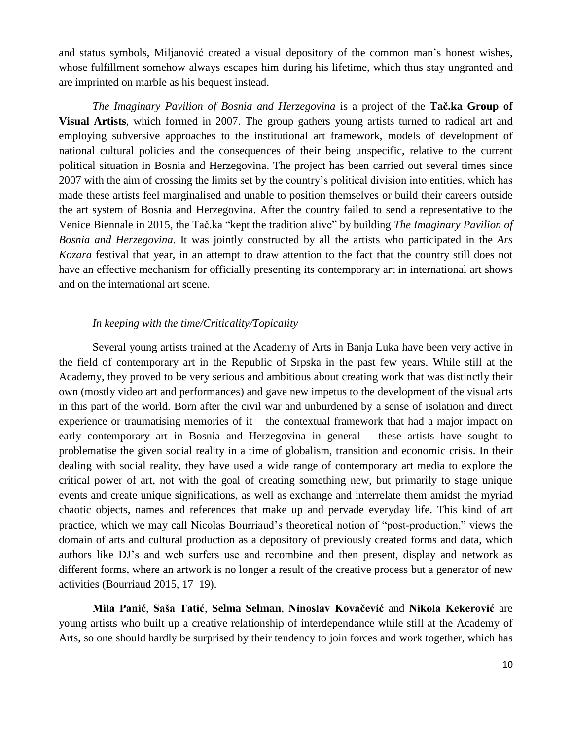and status symbols, Miljanović created a visual depository of the common man's honest wishes, whose fulfillment somehow always escapes him during his lifetime, which thus stay ungranted and are imprinted on marble as his bequest instead.

*The Imaginary Pavilion of Bosnia and Herzegovina* is a project of the **Tač.ka Group of Visual Artists**, which formed in 2007. The group gathers young artists turned to radical art and employing subversive approaches to the institutional art framework, models of development of national cultural policies and the consequences of their being unspecific, relative to the current political situation in Bosnia and Herzegovina. The project has been carried out several times since 2007 with the aim of crossing the limits set by the country's political division into entities, which has made these artists feel marginalised and unable to position themselves or build their careers outside the art system of Bosnia and Herzegovina. After the country failed to send a representative to the Venice Biennale in 2015, the Tač.ka "kept the tradition alive" by building *The Imaginary Pavilion of Bosnia and Herzegovina*. It was jointly constructed by all the artists who participated in the *Ars Kozara* festival that year, in an attempt to draw attention to the fact that the country still does not have an effective mechanism for officially presenting its contemporary art in international art shows and on the international art scene.

*In keeping with the time/Criticality/Topicality*

Several young artists trained at the Academy of Arts in Banja Luka have been very active in the field of contemporary art in the Republic of Srpska in the past few years. While still at the Academy, they proved to be very serious and ambitious about creating work that was distinctly their own (mostly video art and performances) and gave new impetus to the development of the visual arts in this part of the world. Born after the civil war and unburdened by a sense of isolation and direct experience or traumatising memories of it – the contextual framework that had a major impact on early contemporary art in Bosnia and Herzegovina in general – these artists have sought to problematise the given social reality in a time of globalism, transition and economic crisis. In their dealing with social reality, they have used a wide range of contemporary art media to explore the critical power of art, not with the goal of creating something new, but primarily to stage unique events and create unique significations, as well as exchange and interrelate them amidst the myriad chaotic objects, names and references that make up and pervade everyday life. This kind of art practice, which we may call Nicolas Bourriaud's theoretical notion of "post-production," views the domain of arts and cultural production as a depository of previously created forms and data, which authors like DJ's and web surfers use and recombine and then present, display and network as different forms, where an artwork is no longer a result of the creative process but a generator of new activities (Bourriaud 2015, 17–19).

**Mila Panić**, **Saša Tatić**, **Selma Selman**, **Ninoslav Kovačević** and **Nikola Kekerović** are young artists who built up a creative relationship of interdependance while still at the Academy of Arts, so one should hardly be surprised by their tendency to join forces and work together, which has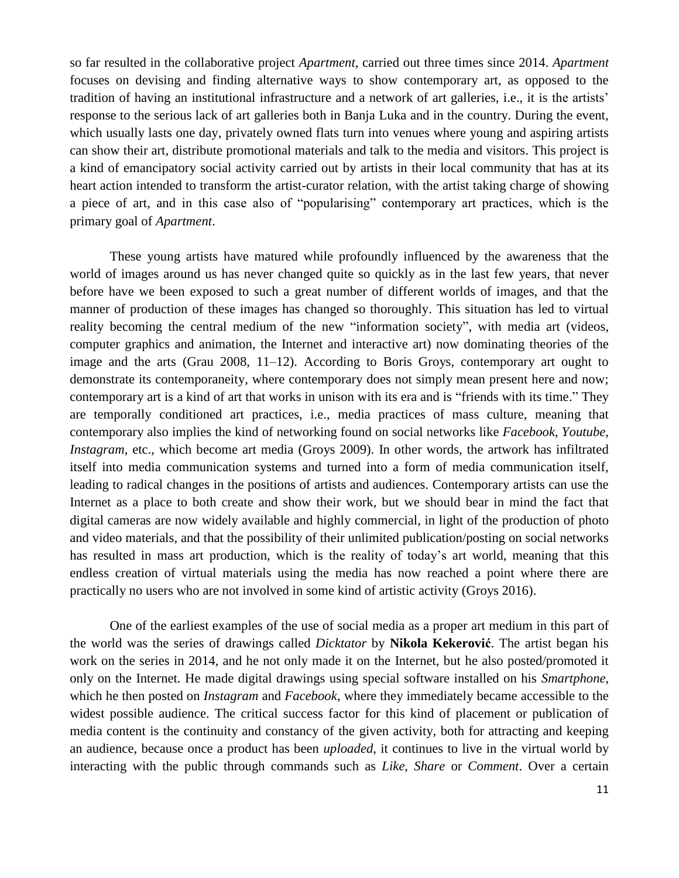so far resulted in the collaborative project *Apartment*, carried out three times since 2014. *Apartment* focuses on devising and finding alternative ways to show contemporary art, as opposed to the tradition of having an institutional infrastructure and a network of art galleries, i.e., it is the artists' response to the serious lack of art galleries both in Banja Luka and in the country. During the event, which usually lasts one day, privately owned flats turn into venues where young and aspiring artists can show their art, distribute promotional materials and talk to the media and visitors. This project is a kind of emancipatory social activity carried out by artists in their local community that has at its heart action intended to transform the artist-curator relation, with the artist taking charge of showing a piece of art, and in this case also of "popularising" contemporary art practices, which is the primary goal of *Apartment*.

These young artists have matured while profoundly influenced by the awareness that the world of images around us has never changed quite so quickly as in the last few years, that never before have we been exposed to such a great number of different worlds of images, and that the manner of production of these images has changed so thoroughly. This situation has led to virtual reality becoming the central medium of the new "information society", with media art (videos, computer graphics and animation, the Internet and interactive art) now dominating theories of the image and the arts (Grau 2008, 11–12). According to Boris Groys, contemporary art ought to demonstrate its contemporaneity, where contemporary does not simply mean present here and now; contemporary art is a kind of art that works in unison with its era and is "friends with its time." They are temporally conditioned art practices, i.e., media practices of mass culture, meaning that contemporary also implies the kind of networking found on social networks like *Facebook*, *Youtube*, *Instagram*, etc., which become art media (Groys 2009). In other words, the artwork has infiltrated itself into media communication systems and turned into a form of media communication itself, leading to radical changes in the positions of artists and audiences. Contemporary artists can use the Internet as a place to both create and show their work, but we should bear in mind the fact that digital cameras are now widely available and highly commercial, in light of the production of photo and video materials, and that the possibility of their unlimited publication/posting on social networks has resulted in mass art production, which is the reality of today's art world, meaning that this endless creation of virtual materials using the media has now reached a point where there are practically no users who are not involved in some kind of artistic activity (Groys 2016).

One of the earliest examples of the use of social media as a proper art medium in this part of the world was the series of drawings called *Dicktator* by **Nikola Kekerović**. The artist began his work on the series in 2014, and he not only made it on the Internet, but he also posted/promoted it only on the Internet. He made digital drawings using special software installed on his *Smartphone*, which he then posted on *Instagram* and *Facebook*, where they immediately became accessible to the widest possible audience. The critical success factor for this kind of placement or publication of media content is the continuity and constancy of the given activity, both for attracting and keeping an audience, because once a product has been *uploaded*, it continues to live in the virtual world by interacting with the public through commands such as *Like*, *Share* or *Comment*. Over a certain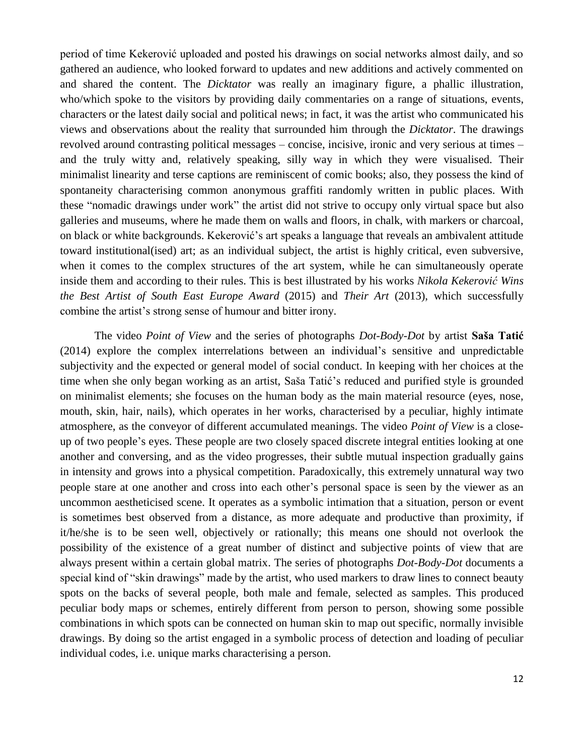period of time Keković uploaded and posted his drawings on social networks almost daily, and so gathered an audience, who looked forward to updates and new additions and actively commented on and shared the content. The *Dicktator* was really an imaginary figure, a phallic illustration, who/which spoke to the visitors by providing daily commentaries on a range of situations, events, characters or the latest daily social and political news; in fact, it was the artist who communicated his views and observations about the reality that surrounded him through the *Dicktator*. The drawings revolved around contrasting political messages – concise, incisive, ironic and very serious at times – and the truly witty and, relatively speaking, silly way in which they were visualised. Their minimalist linearity and terse captions are reminiscent of comic books; also, they possess the kind of spontaneity characterising common anonymous graffiti randomly written in public places. With these "nomadic drawings under work" the artist did not strive to occupy only virtual space but also galleries and museums, where he made them on walls and floors, in chalk, with markers or charcoal, on black or white backgrounds. Keković's art speaks a language that reveals an ambivalent attitude toward institutional(ised) art; as an individual subject, the artist is highly critical, even subversive, when it comes to the complex structures of the art system, while he can simultaneously operate inside them and according to their rules. This is best illustrated by his works *Nikola Keković Wins the Best Artist of South East Europe Award* (2015) and *Their Art* (2013), which successfully combine the artist's strong sense of humour and bitter irony.

The video *Point of View* and the series of photographs *Dot-Body-Dot* by artist **Saša Tatić** (2014) explore the complex interrelations between an individual's sensitive and unpredictable subjectivity and the expected or general model of social conduct. In keeping with her choices at the time when she only began working as an artist, Saša Tatić's reduced and purified style is grounded on minimalist elements; she focuses on the human body as the main material resource (eyes, nose, mouth, skin, hair, nails), which operates in her works, characterised by a peculiar, highly intimate atmosphere, as the conveyor of different accumulated meanings. The video *Point of View* is a close-up of two people's eyes. These people are two closely spaced discrete integral entities looking at one another and conversing, and as the video progresses, their subtle mutual inspection gradually gains in intensity and grows into a physical competition. Paradoxically, this extremely unnatural way two people stare at one another and cross into each other's personal space is seen by the viewer as an uncommon aestheticised scene. It operates as a symbolic intimation that a situation, person or event is sometimes best observed from a distance, as more adequate and productive than proximity, if it/he/she is to be seen well, objectively or rationally; this means one should not overlook the possibility of the existence of a great number of distinct and subjective points of view that are always present within a certain global matrix. The series of photographs *Dot-Body-Dot* documents a special kind of "skin drawings" made by the artist, who used markers to draw lines to connect beauty spots on the backs of several people, both male and female, selected as samples. This produced peculiar body maps or schemes, entirely different from person to person, showing some possible combinations in which spots can be connected on human skin to map out specific, normally invisible drawings. By doing so the artist engaged in a symbolic process of detection and loading of peculiar individual codes, i.e. unique marks characterising a person.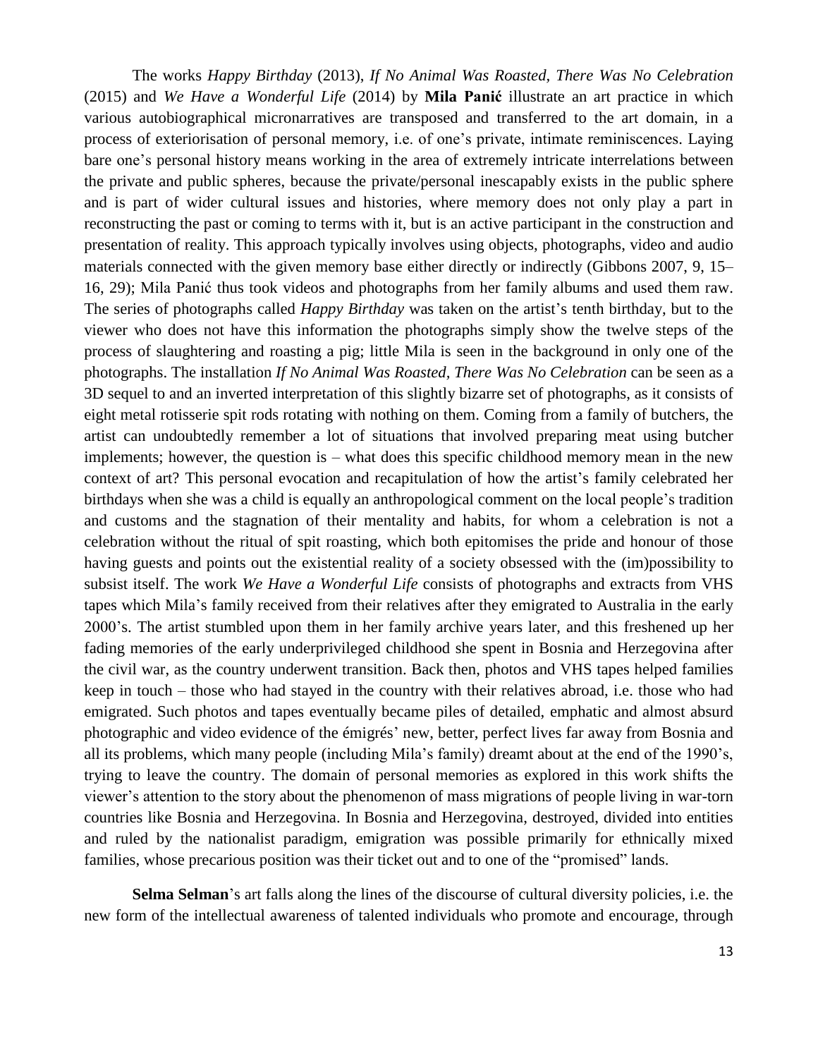The works *Happy Birthday* (2013), *If No Animal Was Roasted, There Was No Celebration* (2015) and *We Have a Wonderful Life* (2014) by **Mila Panić** illustrate an art practice in which various autobiographical micronarratives are transposed and transferred to the art domain, in a process of exteriorisation of personal memory, i.e. of one's private, intimate reminiscences. Laying bare one's personal history means working in the area of extremely intricate interrelations between the private and public spheres, because the private/personal inescapably exists in the public sphere and is part of wider cultural issues and histories, where memory does not only play a part in reconstructing the past or coming to terms with it, but is an active participant in the construction and presentation of reality. This approach typically involves using objects, photographs, video and audio materials connected with the given memory base either directly or indirectly (Gibbons 2007, 9, 15–16, 29); Mila Panić thus took videos and photographs from her family albums and used them raw. The series of photographs called *Happy Birthday* was taken on the artist's tenth birthday, but to the viewer who does not have this information the photographs simply show the twelve steps of the process of slaughtering and roasting a pig; little Mila is seen in the background in only one of the photographs. The installation *If No Animal Was Roasted, There Was No Celebration* can be seen as a 3D sequel to and an inverted interpretation of this slightly bizarre set of photographs, as it consists of eight metal rotisserie spit rods rotating with nothing on them. Coming from a family of butchers, the artist can undoubtedly remember a lot of situations that involved preparing meat using butcher implements; however, the question is – what does this specific childhood memory mean in the new context of art? This personal evocation and recapitulation of how the artist's family celebrated her birthdays when she was a child is equally an anthropological comment on the local people's tradition and customs and the stagnation of their mentality and habits, for whom a celebration is not a celebration without the ritual of spit roasting, which both epitomises the pride and honour of those having guests and points out the existential reality of a society obsessed with the (im)possibility to subsist itself. The work *We Have a Wonderful Life* consists of photographs and extracts from VHS tapes which Mila's family received from their relatives after they emigrated to Australia in the early 2000's. The artist stumbled upon them in her family archive years later, and this freshened up her fading memories of the early underprivileged childhood she spent in Bosnia and Herzegovina after the civil war, as the country underwent transition. Back then, photos and VHS tapes helped families keep in touch – those who had stayed in the country with their relatives abroad, i.e. those who had emigrated. Such photos and tapes eventually became piles of detailed, emphatic and almost absurd photographic and video evidence of the émigrés' new, better, perfect lives far away from Bosnia and all its problems, which many people (including Mila's family) dreamt about at the end of the 1990's, trying to leave the country. The domain of personal memories as explored in this work shifts the viewer's attention to the story about the phenomenon of mass migrations of people living in war-torn countries like Bosnia and Herzegovina. In Bosnia and Herzegovina, destroyed, divided into entities and ruled by the nationalist paradigm, emigration was possible primarily for ethnically mixed families, whose precarious position was their ticket out and to one of the "promised" lands.

**Selma Selman**'s art falls along the lines of the discourse of cultural diversity policies, i.e. the new form of the intellectual awareness of talented individuals who promote and encourage, through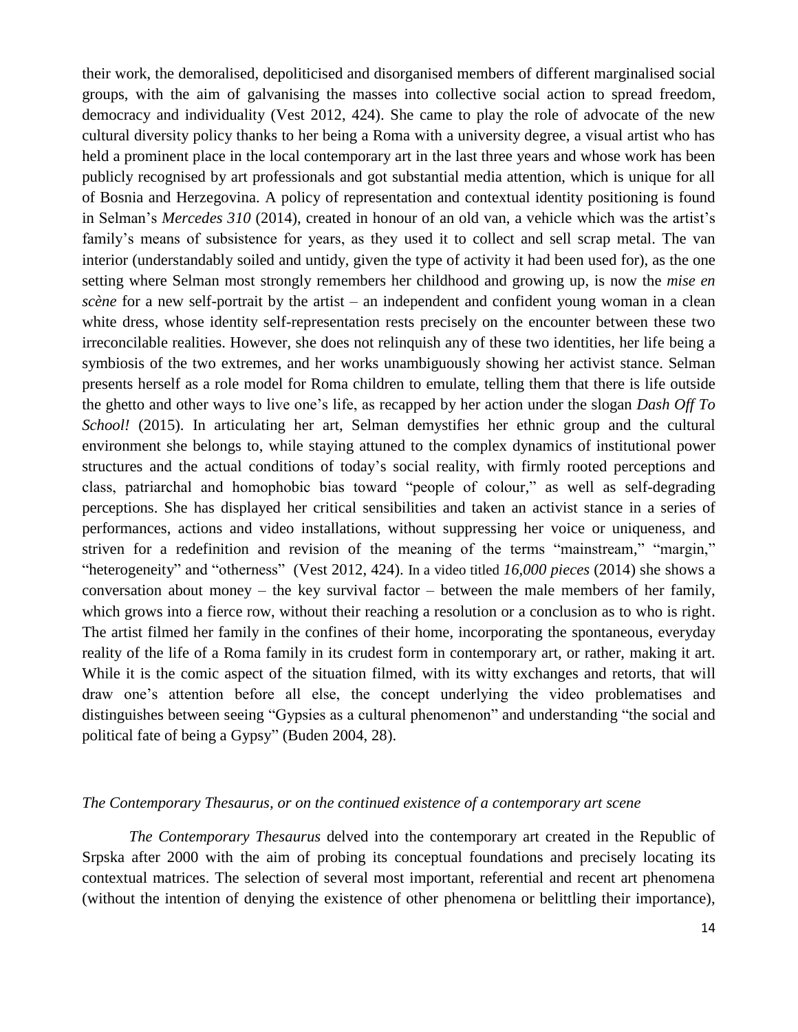their work, the demoralised, depoliticised and disorganised members of different marginalised social groups, with the aim of galvanising the masses into collective social action to spread freedom, democracy and individuality (Vest 2012, 424). She came to play the role of advocate of the new cultural diversity policy thanks to her being a Roma with a university degree, a visual artist who has held a prominent place in the local contemporary art in the last three years and whose work has been publicly recognised by art professionals and got substantial media attention, which is unique for all of Bosnia and Herzegovina. A policy of representation and contextual identity positioning is found in Selman's *Mercedes 310* (2014), created in honour of an old van, a vehicle which was the artist's family's means of subsistence for years, as they used it to collect and sell scrap metal. The van interior (understandably soiled and untidy, given the type of activity it had been used for), as the one setting where Selman most strongly remembers her childhood and growing up, is now the *mise en scène* for a new self-portrait by the artist – an independent and confident young woman in a clean white dress, whose identity self-representation rests precisely on the encounter between these two irreconcilable realities. However, she does not relinquish any of these two identities, her life being a symbiosis of the two extremes, and her works unambiguously showing her activist stance. Selman presents herself as a role model for Roma children to emulate, telling them that there is life outside the ghetto and other ways to live one's life, as recapped by her action under the slogan *Dash Off To School!* (2015). In articulating her art, Selman demystifies her ethnic group and the cultural environment she belongs to, while staying attuned to the complex dynamics of institutional power structures and the actual conditions of today's social reality, with firmly rooted perceptions and class, patriarchal and homophobic bias toward "people of colour," as well as self-degrading perceptions. She has displayed her critical sensibilities and taken an activist stance in a series of performances, actions and video installations, without suppressing her voice or uniqueness, and striven for a redefinition and revision of the meaning of the terms "mainstream," "margin," "heterogeneity" and "otherness" (Vest 2012, 424). In a video titled *16,000 pieces* (2014) she shows a conversation about money – the key survival factor – between the male members of her family, which grows into a fierce row, without their reaching a resolution or a conclusion as to who is right. The artist filmed her family in the confines of their home, incorporating the spontaneous, everyday reality of the life of a Roma family in its crudest form in contemporary art, or rather, making it art. While it is the comic aspect of the situation filmed, with its witty exchanges and retorts, that will draw one's attention before all else, the concept underlying the video problematises and distinguishes between seeing "Gypsies as a cultural phenomenon" and understanding "the social and political fate of being a Gypsy" (Buden 2004, 28).

### *The Contemporary Thesaurus, or on the continued existence of a contemporary art scene*

*The Contemporary Thesaurus* delved into the contemporary art created in the Republic of Srpska after 2000 with the aim of probing its conceptual foundations and precisely locating its contextual matrices. The selection of several most important, referential and recent art phenomena (without the intention of denying the existence of other phenomena or belittling their importance),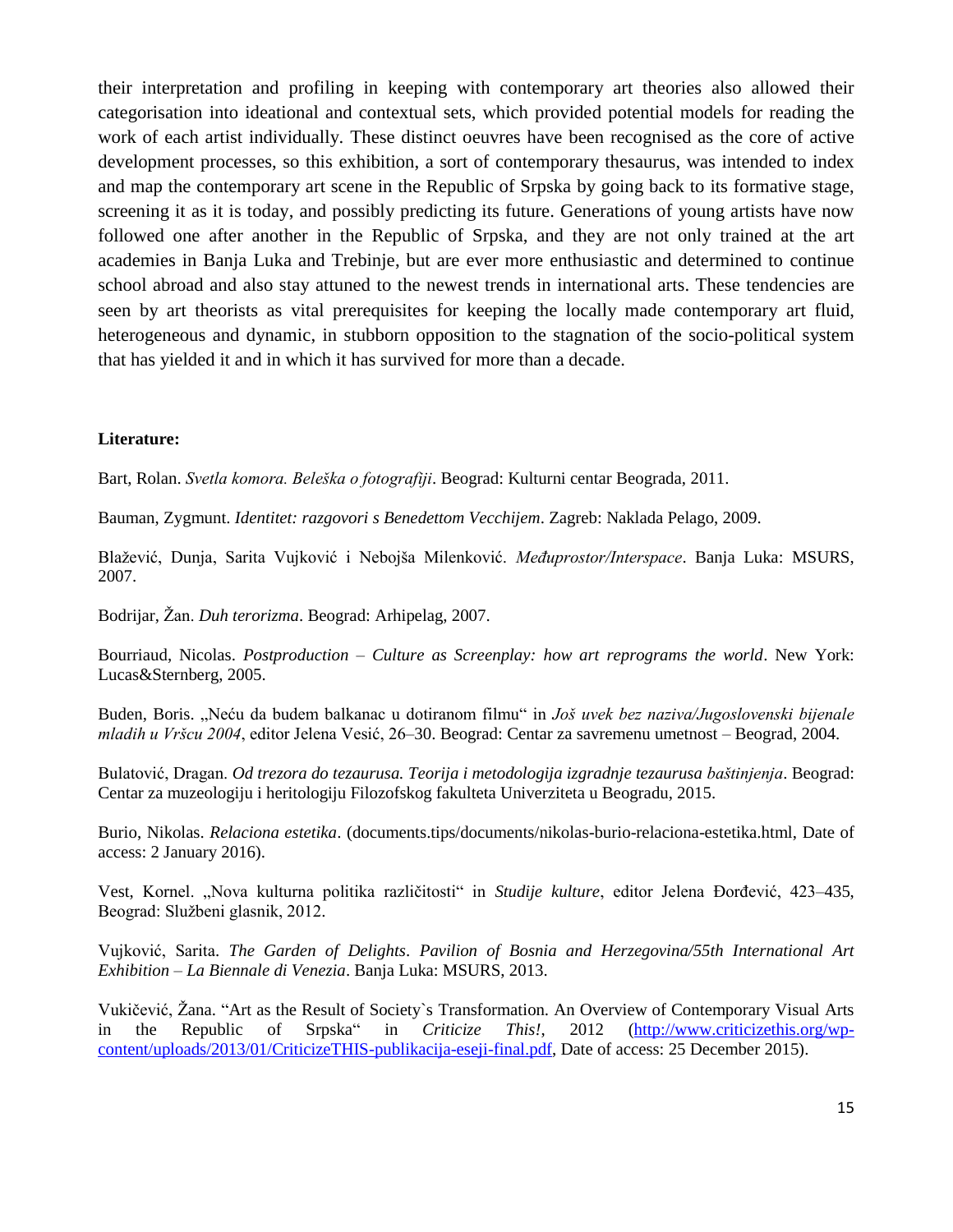their interpretation and profiling in keeping with contemporary art theories also allowed their categorisation into ideational and contextual sets, which provided potential models for reading the work of each artist individually. These distinct oeuvres have been recognised as the core of active development processes, so this exhibition, a sort of contemporary thesaurus, was intended to index and map the contemporary art scene in the Republic of Srpska by going back to its formative stage, screening it as it is today, and possibly predicting its future. Generations of young artists have now followed one after another in the Republic of Srpska, and they are not only trained at the art academies in Banja Luka and Trebinje, but are ever more enthusiastic and determined to continue school abroad and also stay attuned to the newest trends in international arts. These tendencies are seen by art theorists as vital prerequisites for keeping the locally made contemporary art fluid, heterogeneous and dynamic, in stubborn opposition to the stagnation of the socio-political system that has yielded it and in which it has survived for more than a decade.

**Literature:**

Bart, Rolan. *Svetla komora. Beleška o fotografiji*. Beograd: Kulturni centar Beograda, 2011.

Bauman, Zygmunt. *Identitet: razgovori s Benedettom Vecchijem*. Zagreb: Naklada Pelago, 2009.

Blažević, Dunja, Sarita Vujković i Nebojša Milenković. *Međuprostor/Interspace*. Banja Luka: MSURS, 2007.

Bodrijar, Žan. *Duh terorizma*. Beograd: Arhipelag, 2007.

Bourriaud, Nicolas. *Postproduction – Culture as Screenplay: how art reprograms the world*. New York: Lucas&Sternberg, 2005.

Buden, Boris. „Neću da budem balkanac u dotiranom filmu" in *Još uvek bez naziva/Jugoslovenski bijenale mladih u Vršcu 2004*, editor Jelena Vesić, 26–30. Beograd: Centar za savremenu umetnost – Beograd, 2004.

Bulatović, Dragan. *Od trezora do tezaurusa. Teorija i metodologija izgradnje tezaurusa baštinjenja*. Beograd: Centar za muzeologiju i heritologiju Filozofskog fakulteta Univerziteta u Beogradu, 2015.

Burio, Nikolas. *Relaciona estetika*. (documents.tips/documents/nikolas-burio-relaciona-estetika.html, Date of access: 2 January 2016).

Vest, Kornel. „Nova kulturna politika različitosti" in *Studije kulture*, editor Jelena Đorđević, 423–435, Beograd: Službeni glasnik, 2012.

Vujković, Sarita. *The Garden of Delights*. *Pavilion of Bosnia and Herzegovina/55th International Art Exhibition – La Biennale di Venezia*. Banja Luka: MSURS, 2013.

Vukičević, Žana. "Art as the Result of Society`s Transformation. An Overview of Contemporary Visual Arts in the Republic of Srpska" in *Criticize This!*, 2012 (http://www.criticizethis.org/wp-content/uploads/2013/01/CriticizeTHIS-publikacija-eseji-final.pdf, Date of access: 25 December 2015).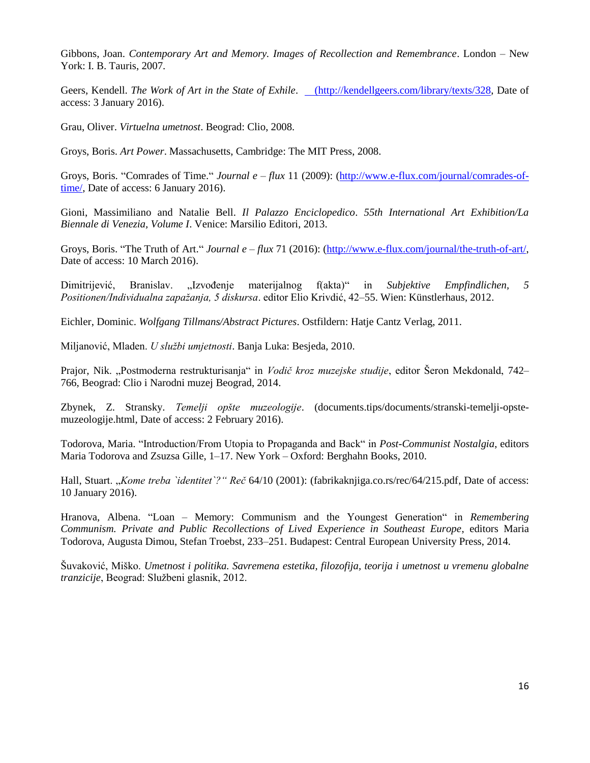Gibbons, Joan. *Contemporary Art and Memory. Images of Recollection and Remembrance*. London – New York: I. B. Tauris, 2007.

Geers, Kendell. *The Work of Art in the State of Exhile*. (http://kendellgeers.com/library/texts/328, Date of access: 3 January 2016).

Grau, Oliver. *Virtuelna umetnost*. Beograd: Clio, 2008.

Groys, Boris. *Art Power*. Massachusetts, Cambridge: The MIT Press, 2008.

Groys, Boris. "Comrades of Time." *Journal e – flux* 11 (2009): (http://www.e-flux.com/journal/comrades-of-time/, Date of access: 6 January 2016).

Gioni, Massimiliano and Natalie Bell. *Il Palazzo Enciclopedico*. *55th International Art Exhibition/La Biennale di Venezia, Volume I*. Venice: Marsilio Editori, 2013.

Groys, Boris. "The Truth of Art." *Journal e – flux* 71 (2016): (http://www.e-flux.com/journal/the-truth-of-art/, Date of access: 10 March 2016).

Dimitrijević, Branislav. „Izvođenje materijalnog f(akta)" in *Subjektive Empfindlichen, 5 Positionen/Individualna zapažanja, 5 diskursa*. editor Elio Krivdić, 42–55. Wien: Künstlerhaus, 2012.

Eichler, Dominic. *Wolfgang Tillmans/Abstract Pictures*. Ostfildern: Hatje Cantz Verlag, 2011.

Miljanović, Mladen. *U službi umjetnosti*. Banja Luka: Besjeda, 2010.

Prajor, Nik. „Postmoderna restrukturisanja" in *Vodič kroz muzejske studije*, editor Šeron Mekdonald, 742–766, Beograd: Clio i Narodni muzej Beograd, 2014.

Zbynek, Z. Stransky. *Temelji opšte muzeologije*. (documents.tips/documents/stranski-temelji-opste-muzeologije.html, Date of access: 2 February 2016).

Todorova, Maria. "Introduction/From Utopia to Propaganda and Back" in *Post-Communist Nostalgia*, editors Maria Todorova and Zsuzsa Gille, 1–17. New York – Oxford: Berghahn Books, 2010.

Hall, Stuart. „*Kome treba `identitet`?" Reč* 64/10 (2001): (fabrikaknjiga.co.rs/rec/64/215.pdf, Date of access: 10 January 2016).

Hranova, Albena. "Loan – Memory: Communism and the Youngest Generation" in *Remembering Communism. Private and Public Recollections of Lived Experience in Southeast Europe*, editors Maria Todorova, Augusta Dimou, Stefan Troebst, 233–251. Budapest: Central European University Press, 2014.

Šuvaković, Miško. *Umetnost i politika. Savremena estetika, filozofija, teorija i umetnost u vremenu globalne tranzicije*, Beograd: Službeni glasnik, 2012.